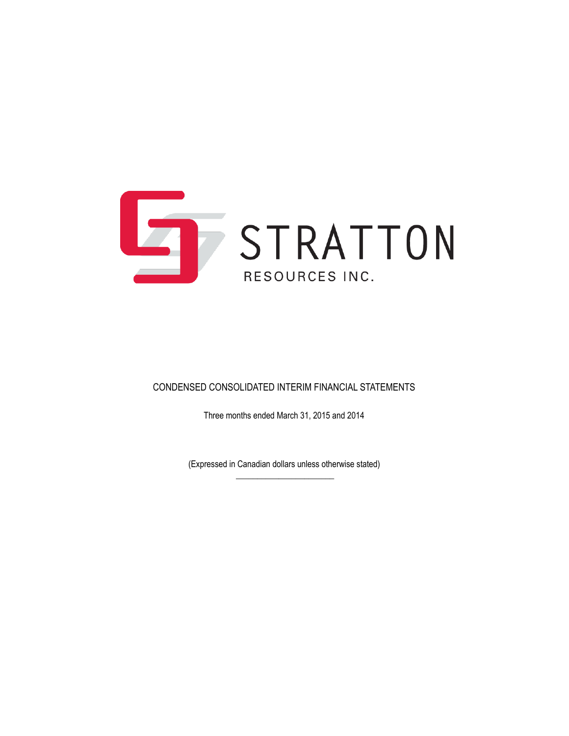# STRATTON RESOURCES INC.

## CONDENSED CONSOLIDATED INTERIM FINANCIAL STATEMENTS

Three months ended March 31, 2015 and 2014

(Expressed in Canadian dollars unless otherwise stated)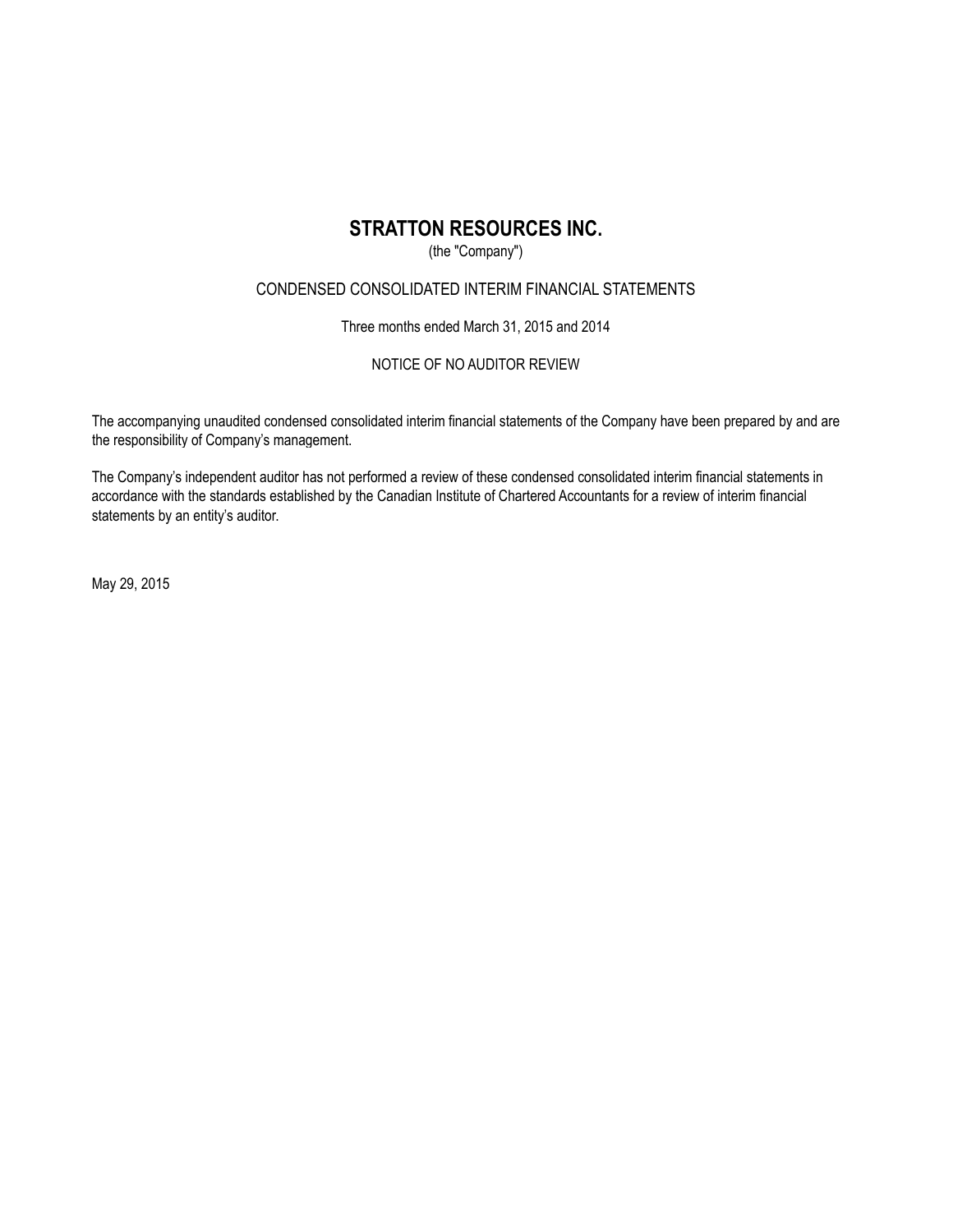# STRATTON RESOURCES INC.

(the "Company")

CONDENSED CONSOLIDATED INTERIM FINANCIAL STATEMENTS

Three months ended March 31, 2015 and 2014

NOTICE OF NO AUDITOR REVIEW

The accompanying unaudited condensed consolidated interim financial statements of the Company have been prepared by and are the responsibility of Company's management.

The Company's independent auditor has not performed a review of these condensed consolidated interim financial statements in accordance with the standards established by the Canadian Institute of Chartered Accountants for a review of interim financial statements by an entity's auditor.

May 29, 2015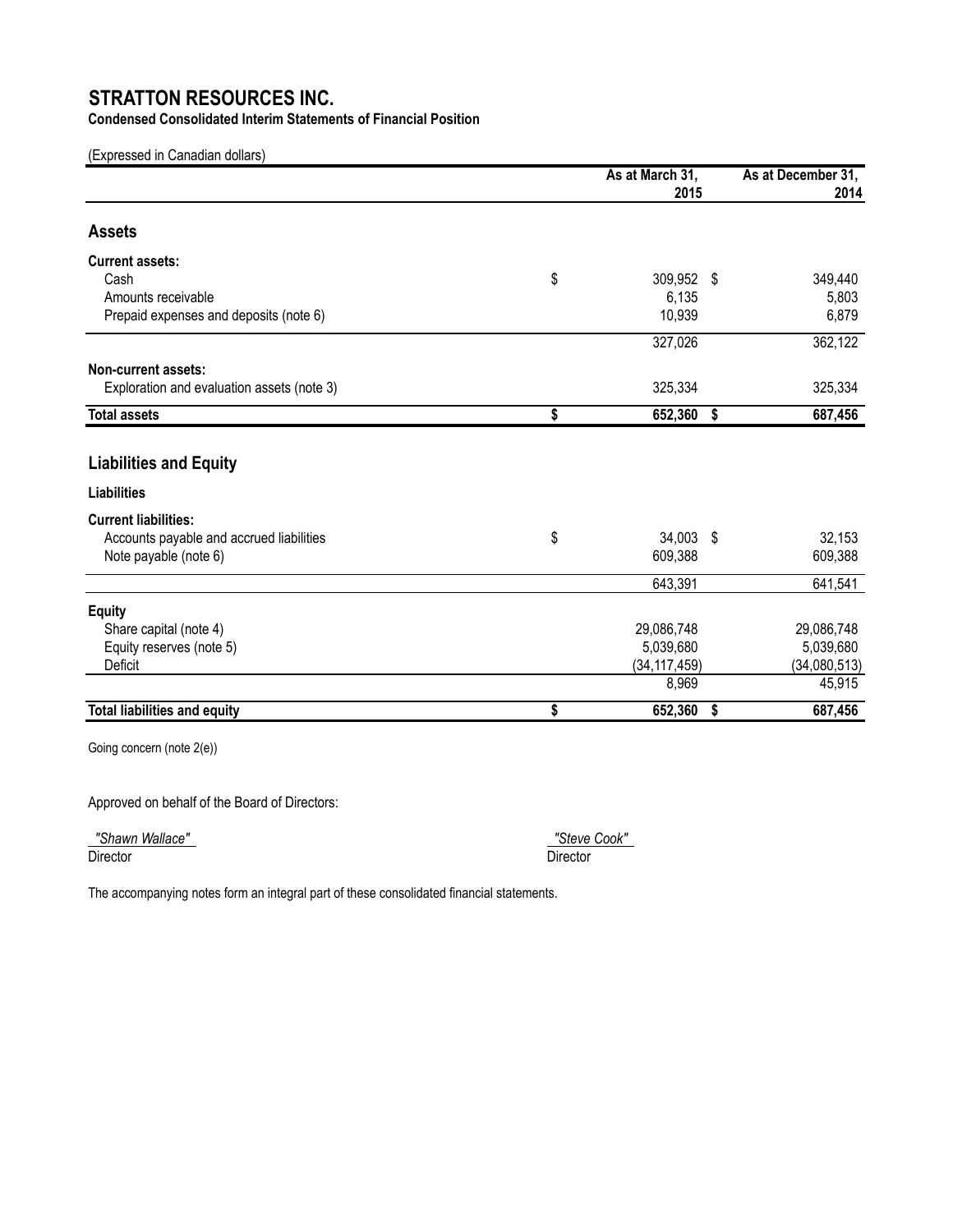# STRATTON RESOURCES INC.

**Condensed Consolidated Interim Statements of Financial Position**

(Expressed in Canadian dollars)

| | As at March 31, 2015 | As at December 31, 2014 |
|---|---|---|
| **Assets** | | |
| **Current assets:** | | |
| Cash | $ 309,952 | $ 349,440 |
| Amounts receivable | 6,135 | 5,803 |
| Prepaid expenses and deposits (note 6) | 10,939 | 6,879 |
| | 327,026 | 362,122 |
| **Non-current assets:** | | |
| Exploration and evaluation assets (note 3) | 325,334 | 325,334 |
| **Total assets** | **$ 652,360** | **$ 687,456** |
| **Liabilities and Equity** | | |
| **Liabilities** | | |
| **Current liabilities:** | | |
| Accounts payable and accrued liabilities | $ 34,003 | $ 32,153 |
| Note payable (note 6) | 609,388 | 609,388 |
| | 643,391 | 641,541 |
| **Equity** | | |
| Share capital (note 4) | 29,086,748 | 29,086,748 |
| Equity reserves (note 5) | 5,039,680 | 5,039,680 |
| Deficit | (34,117,459) | (34,080,513) |
| | 8,969 | 45,915 |
| **Total liabilities and equity** | **$ 652,360** | **$ 687,456** |

Going concern (note 2(e))

Approved on behalf of the Board of Directors:

*"Shawn Wallace"*
Director

*"Steve Cook"*
Director

The accompanying notes form an integral part of these consolidated financial statements.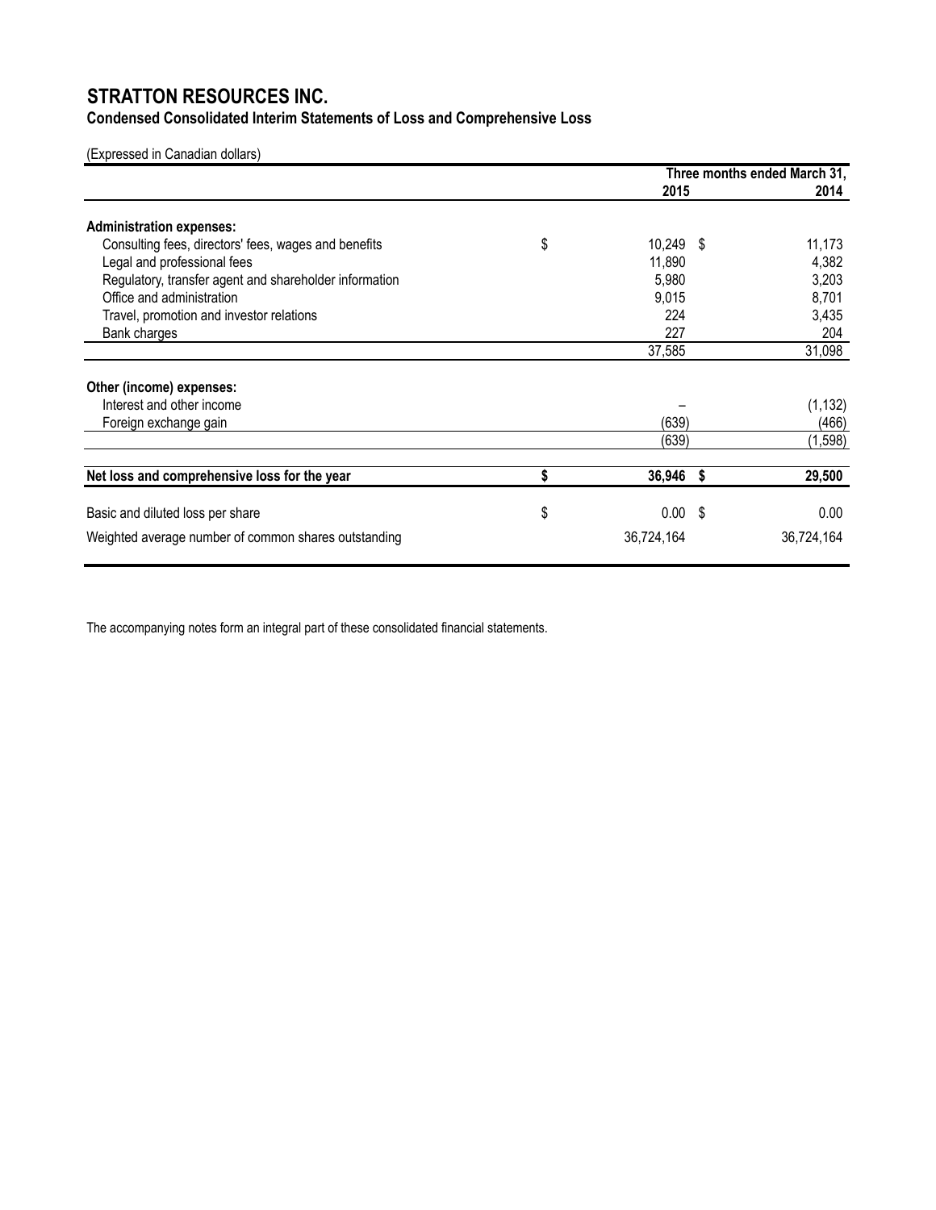# STRATTON RESOURCES INC.

## Condensed Consolidated Interim Statements of Loss and Comprehensive Loss

(Expressed in Canadian dollars)

| | Three months ended March 31, 2015 | 2014 |
|---|---|---|
| **Administration expenses:** | | |
| Consulting fees, directors' fees, wages and benefits | $ 10,249 | $ 11,173 |
| Legal and professional fees | 11,890 | 4,382 |
| Regulatory, transfer agent and shareholder information | 5,980 | 3,203 |
| Office and administration | 9,015 | 8,701 |
| Travel, promotion and investor relations | 224 | 3,435 |
| Bank charges | 227 | 204 |
| | 37,585 | 31,098 |
| **Other (income) expenses:** | | |
| Interest and other income | – | (1,132) |
| Foreign exchange gain | (639) | (466) |
| | (639) | (1,598) |
| **Net loss and comprehensive loss for the year** | **$ 36,946** | **$ 29,500** |
| Basic and diluted loss per share | $ 0.00 | $ 0.00 |
| Weighted average number of common shares outstanding | 36,724,164 | 36,724,164 |

The accompanying notes form an integral part of these consolidated financial statements.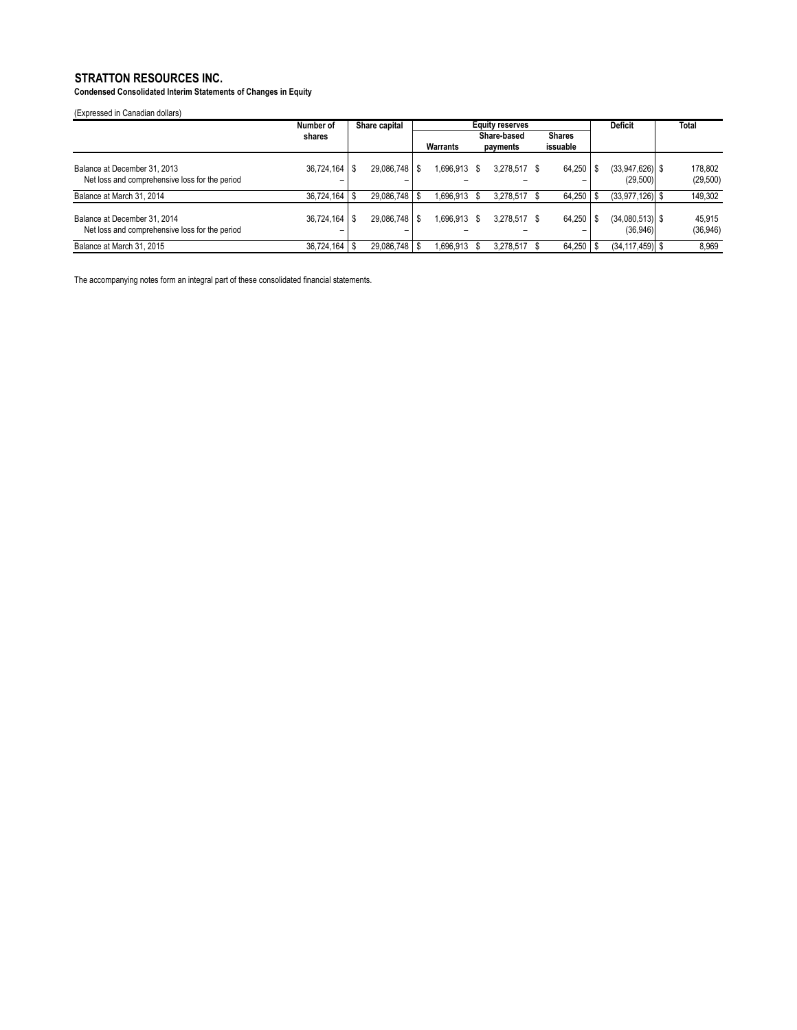# STRATTON RESOURCES INC.

**Condensed Consolidated Interim Statements of Changes in Equity**

(Expressed in Canadian dollars)

| | Number of shares | Share capital | Equity reserves | | | Deficit | Total |
|---|---|---|---|---|---|---|---|
| | | | Warrants | Share-based payments | Shares issuable | | |
| Balance at December 31, 2013 | 36,724,164 | $ 29,086,748 | $ 1,696,913 | $ 3,278,517 | $ 64,250 | $ (33,947,626) | $ 178,802 |
| Net loss and comprehensive loss for the period | – | – | – | – | – | (29,500) | (29,500) |
| Balance at March 31, 2014 | 36,724,164 | $ 29,086,748 | $ 1,696,913 | $ 3,278,517 | $ 64,250 | $ (33,977,126) | $ 149,302 |
| Balance at December 31, 2014 | 36,724,164 | $ 29,086,748 | $ 1,696,913 | $ 3,278,517 | $ 64,250 | $ (34,080,513) | $ 45,915 |
| Net loss and comprehensive loss for the period | – | – | – | – | – | (36,946) | (36,946) |
| Balance at March 31, 2015 | 36,724,164 | $ 29,086,748 | $ 1,696,913 | $ 3,278,517 | $ 64,250 | $ (34,117,459) | $ 8,969 |

The accompanying notes form an integral part of these consolidated financial statements.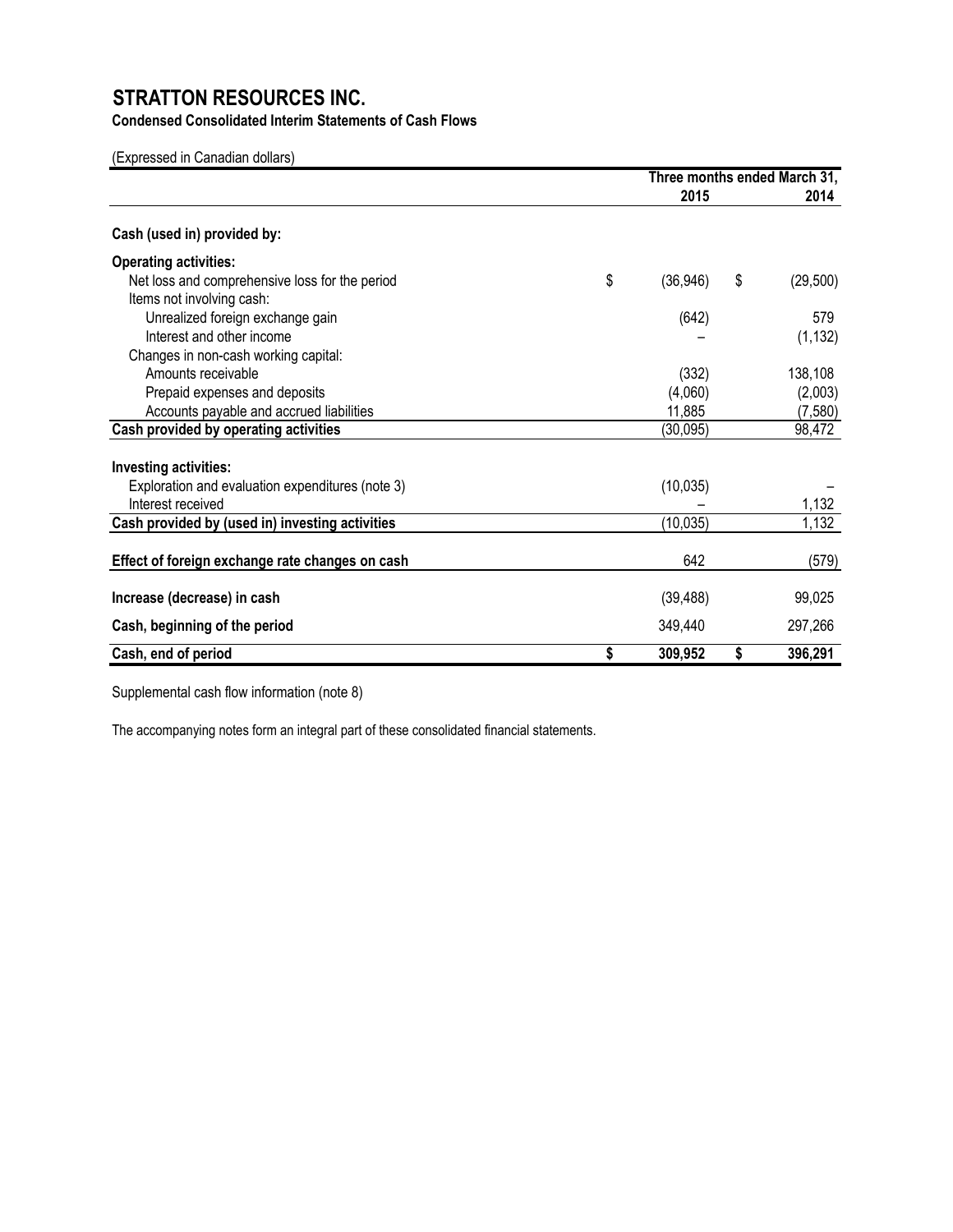# STRATTON RESOURCES INC.

**Condensed Consolidated Interim Statements of Cash Flows**

(Expressed in Canadian dollars)

| | Three months ended March 31, | |
|---|---|---|
| | 2015 | 2014 |
| **Cash (used in) provided by:** | | |
| **Operating activities:** | | |
| Net loss and comprehensive loss for the period | $ (36,946) | $ (29,500) |
| Items not involving cash: | | |
| Unrealized foreign exchange gain | (642) | 579 |
| Interest and other income | – | (1,132) |
| Changes in non-cash working capital: | | |
| Amounts receivable | (332) | 138,108 |
| Prepaid expenses and deposits | (4,060) | (2,003) |
| Accounts payable and accrued liabilities | 11,885 | (7,580) |
| **Cash provided by operating activities** | (30,095) | 98,472 |
| **Investing activities:** | | |
| Exploration and evaluation expenditures (note 3) | (10,035) | – |
| Interest received | – | 1,132 |
| **Cash provided by (used in) investing activities** | (10,035) | 1,132 |
| **Effect of foreign exchange rate changes on cash** | 642 | (579) |
| **Increase (decrease) in cash** | (39,488) | 99,025 |
| **Cash, beginning of the period** | 349,440 | 297,266 |
| **Cash, end of period** | **$ 309,952** | **$ 396,291** |

Supplemental cash flow information (note 8)

The accompanying notes form an integral part of these consolidated financial statements.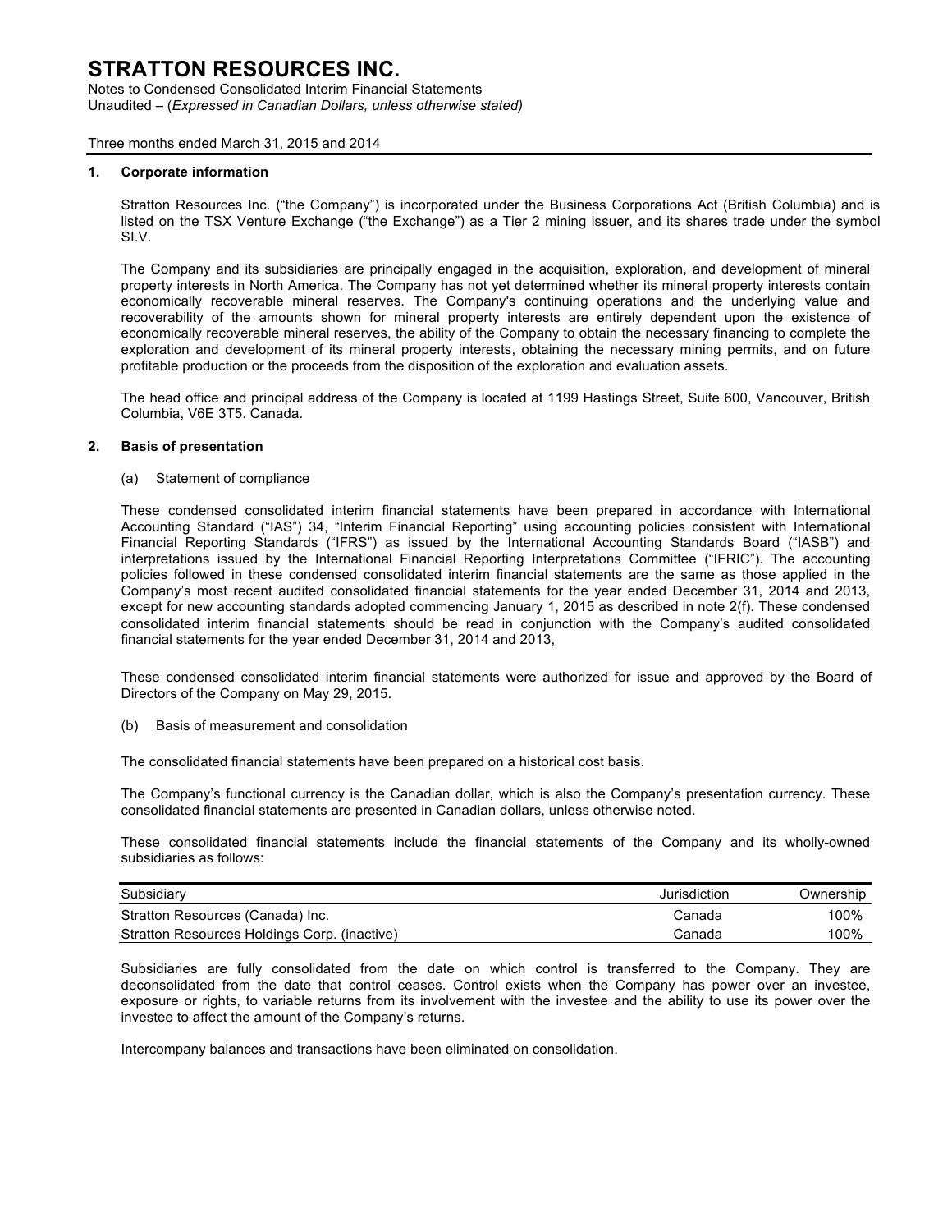# STRATTON RESOURCES INC.

Notes to Condensed Consolidated Interim Financial Statements
Unaudited – (*Expressed in Canadian Dollars, unless otherwise stated)*

Three months ended March 31, 2015 and 2014

## 1. Corporate information

Stratton Resources Inc. ("the Company") is incorporated under the Business Corporations Act (British Columbia) and is listed on the TSX Venture Exchange ("the Exchange") as a Tier 2 mining issuer, and its shares trade under the symbol SI.V.

The Company and its subsidiaries are principally engaged in the acquisition, exploration, and development of mineral property interests in North America. The Company has not yet determined whether its mineral property interests contain economically recoverable mineral reserves. The Company's continuing operations and the underlying value and recoverability of the amounts shown for mineral property interests are entirely dependent upon the existence of economically recoverable mineral reserves, the ability of the Company to obtain the necessary financing to complete the exploration and development of its mineral property interests, obtaining the necessary mining permits, and on future profitable production or the proceeds from the disposition of the exploration and evaluation assets.

The head office and principal address of the Company is located at 1199 Hastings Street, Suite 600, Vancouver, British Columbia, V6E 3T5. Canada.

## 2. Basis of presentation

(a) Statement of compliance

These condensed consolidated interim financial statements have been prepared in accordance with International Accounting Standard ("IAS") 34, "Interim Financial Reporting" using accounting policies consistent with International Financial Reporting Standards ("IFRS") as issued by the International Accounting Standards Board ("IASB") and interpretations issued by the International Financial Reporting Interpretations Committee ("IFRIC"). The accounting policies followed in these condensed consolidated interim financial statements are the same as those applied in the Company's most recent audited consolidated financial statements for the year ended December 31, 2014 and 2013, except for new accounting standards adopted commencing January 1, 2015 as described in note 2(f). These condensed consolidated interim financial statements should be read in conjunction with the Company's audited consolidated financial statements for the year ended December 31, 2014 and 2013,

These condensed consolidated interim financial statements were authorized for issue and approved by the Board of Directors of the Company on May 29, 2015.

(b) Basis of measurement and consolidation

The consolidated financial statements have been prepared on a historical cost basis.

The Company's functional currency is the Canadian dollar, which is also the Company's presentation currency. These consolidated financial statements are presented in Canadian dollars, unless otherwise noted.

These consolidated financial statements include the financial statements of the Company and its wholly-owned subsidiaries as follows:

| Subsidiary | Jurisdiction | Ownership |
|---|---|---|
| Stratton Resources (Canada) Inc. | Canada | 100% |
| Stratton Resources Holdings Corp. (inactive) | Canada | 100% |

Subsidiaries are fully consolidated from the date on which control is transferred to the Company. They are deconsolidated from the date that control ceases. Control exists when the Company has power over an investee, exposure or rights, to variable returns from its involvement with the investee and the ability to use its power over the investee to affect the amount of the Company's returns.

Intercompany balances and transactions have been eliminated on consolidation.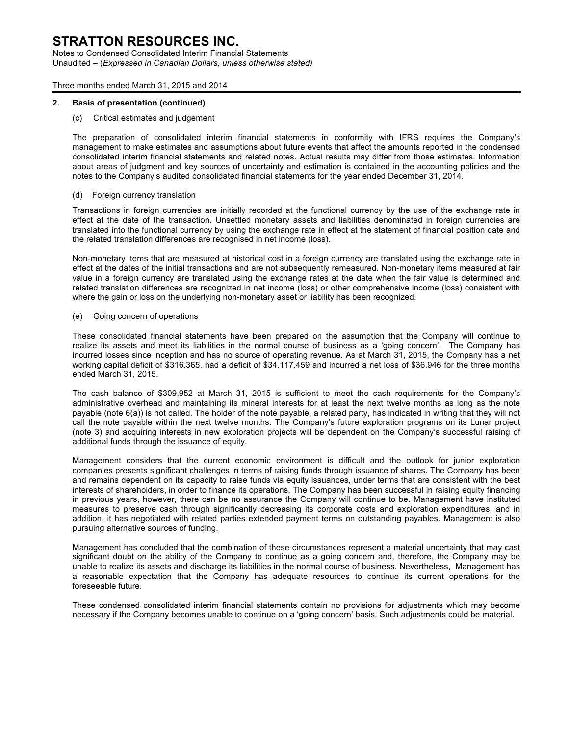## 2. Basis of presentation (continued)

(c) Critical estimates and judgement

The preparation of consolidated interim financial statements in conformity with IFRS requires the Company's management to make estimates and assumptions about future events that affect the amounts reported in the condensed consolidated interim financial statements and related notes. Actual results may differ from those estimates. Information about areas of judgment and key sources of uncertainty and estimation is contained in the accounting policies and the notes to the Company's audited consolidated financial statements for the year ended December 31, 2014.

(d) Foreign currency translation

Transactions in foreign currencies are initially recorded at the functional currency by the use of the exchange rate in effect at the date of the transaction. Unsettled monetary assets and liabilities denominated in foreign currencies are translated into the functional currency by using the exchange rate in effect at the statement of financial position date and the related translation differences are recognised in net income (loss).

Non-monetary items that are measured at historical cost in a foreign currency are translated using the exchange rate in effect at the dates of the initial transactions and are not subsequently remeasured. Non-monetary items measured at fair value in a foreign currency are translated using the exchange rates at the date when the fair value is determined and related translation differences are recognized in net income (loss) or other comprehensive income (loss) consistent with where the gain or loss on the underlying non-monetary asset or liability has been recognized.

(e) Going concern of operations

These consolidated financial statements have been prepared on the assumption that the Company will continue to realize its assets and meet its liabilities in the normal course of business as a 'going concern'. The Company has incurred losses since inception and has no source of operating revenue. As at March 31, 2015, the Company has a net working capital deficit of $316,365, had a deficit of $34,117,459 and incurred a net loss of $36,946 for the three months ended March 31, 2015.

The cash balance of $309,952 at March 31, 2015 is sufficient to meet the cash requirements for the Company's administrative overhead and maintaining its mineral interests for at least the next twelve months as long as the note payable (note 6(a)) is not called. The holder of the note payable, a related party, has indicated in writing that they will not call the note payable within the next twelve months. The Company's future exploration programs on its Lunar project (note 3) and acquiring interests in new exploration projects will be dependent on the Company's successful raising of additional funds through the issuance of equity.

Management considers that the current economic environment is difficult and the outlook for junior exploration companies presents significant challenges in terms of raising funds through issuance of shares. The Company has been and remains dependent on its capacity to raise funds via equity issuances, under terms that are consistent with the best interests of shareholders, in order to finance its operations. The Company has been successful in raising equity financing in previous years, however, there can be no assurance the Company will continue to be. Management have instituted measures to preserve cash through significantly decreasing its corporate costs and exploration expenditures, and in addition, it has negotiated with related parties extended payment terms on outstanding payables. Management is also pursuing alternative sources of funding.

Management has concluded that the combination of these circumstances represent a material uncertainty that may cast significant doubt on the ability of the Company to continue as a going concern and, therefore, the Company may be unable to realize its assets and discharge its liabilities in the normal course of business. Nevertheless, Management has a reasonable expectation that the Company has adequate resources to continue its current operations for the foreseeable future.

These condensed consolidated interim financial statements contain no provisions for adjustments which may become necessary if the Company becomes unable to continue on a 'going concern' basis. Such adjustments could be material.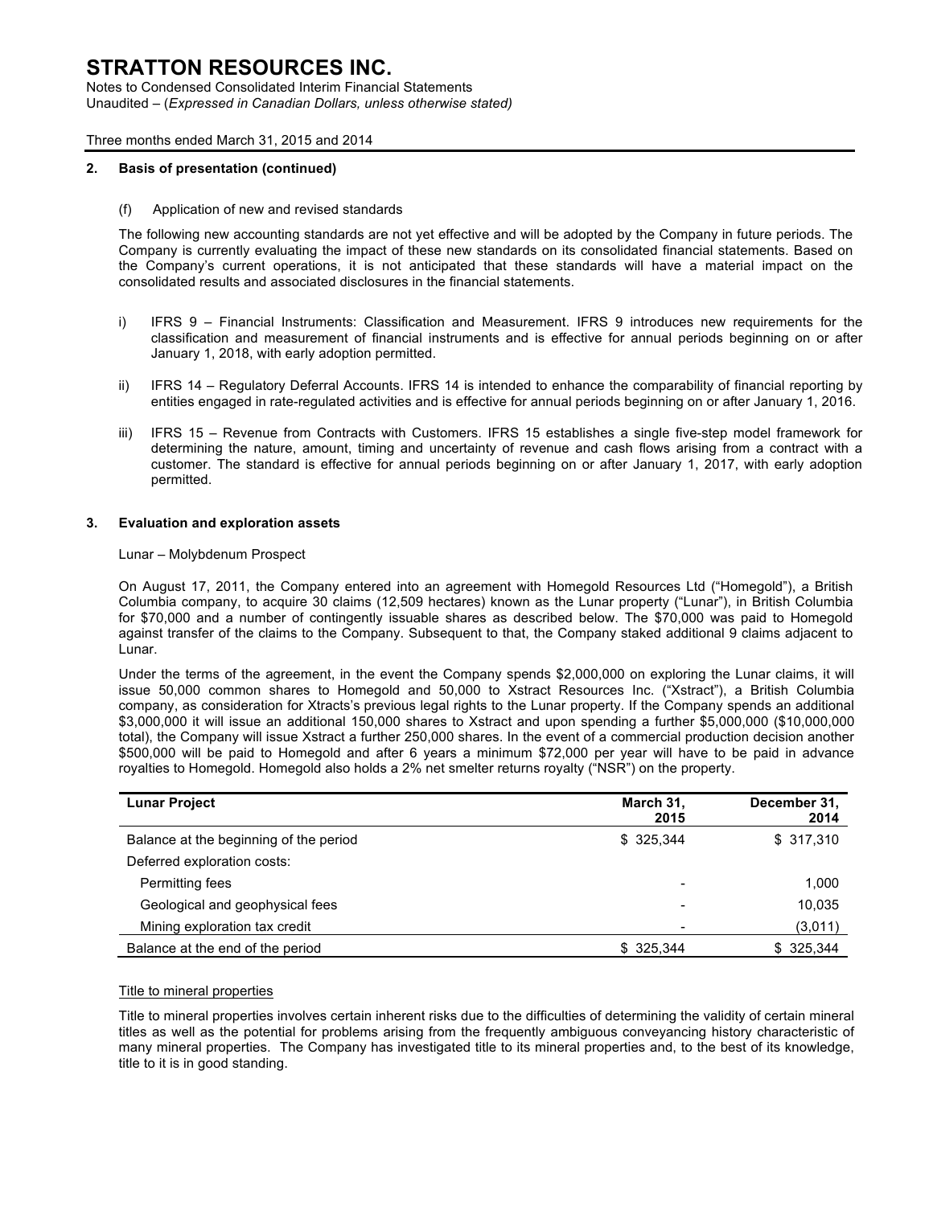## 2. Basis of presentation (continued)

(f) Application of new and revised standards

The following new accounting standards are not yet effective and will be adopted by the Company in future periods. The Company is currently evaluating the impact of these new standards on its consolidated financial statements. Based on the Company's current operations, it is not anticipated that these standards will have a material impact on the consolidated results and associated disclosures in the financial statements.

i) IFRS 9 – Financial Instruments: Classification and Measurement. IFRS 9 introduces new requirements for the classification and measurement of financial instruments and is effective for annual periods beginning on or after January 1, 2018, with early adoption permitted.

ii) IFRS 14 – Regulatory Deferral Accounts. IFRS 14 is intended to enhance the comparability of financial reporting by entities engaged in rate-regulated activities and is effective for annual periods beginning on or after January 1, 2016.

iii) IFRS 15 – Revenue from Contracts with Customers. IFRS 15 establishes a single five-step model framework for determining the nature, amount, timing and uncertainty of revenue and cash flows arising from a contract with a customer. The standard is effective for annual periods beginning on or after January 1, 2017, with early adoption permitted.

## 3. Evaluation and exploration assets

Lunar – Molybdenum Prospect

On August 17, 2011, the Company entered into an agreement with Homegold Resources Ltd ("Homegold"), a British Columbia company, to acquire 30 claims (12,509 hectares) known as the Lunar property ("Lunar"), in British Columbia for $70,000 and a number of contingently issuable shares as described below. The $70,000 was paid to Homegold against transfer of the claims to the Company. Subsequent to that, the Company staked additional 9 claims adjacent to Lunar.

Under the terms of the agreement, in the event the Company spends $2,000,000 on exploring the Lunar claims, it will issue 50,000 common shares to Homegold and 50,000 to Xstract Resources Inc. ("Xstract"), a British Columbia company, as consideration for Xtracts's previous legal rights to the Lunar property. If the Company spends an additional $3,000,000 it will issue an additional 150,000 shares to Xstract and upon spending a further $5,000,000 ($10,000,000 total), the Company will issue Xstract a further 250,000 shares. In the event of a commercial production decision another $500,000 will be paid to Homegold and after 6 years a minimum $72,000 per year will have to be paid in advance royalties to Homegold. Homegold also holds a 2% net smelter returns royalty ("NSR") on the property.

| Lunar Project | March 31, 2015 | December 31, 2014 |
|---|---|---|
| Balance at the beginning of the period | $ 325,344 | $ 317,310 |
| Deferred exploration costs: | | |
| Permitting fees | - | 1,000 |
| Geological and geophysical fees | - | 10,035 |
| Mining exploration tax credit | - | (3,011) |
| Balance at the end of the period | $ 325,344 | $ 325,344 |

Title to mineral properties

Title to mineral properties involves certain inherent risks due to the difficulties of determining the validity of certain mineral titles as well as the potential for problems arising from the frequently ambiguous conveyancing history characteristic of many mineral properties. The Company has investigated title to its mineral properties and, to the best of its knowledge, title to it is in good standing.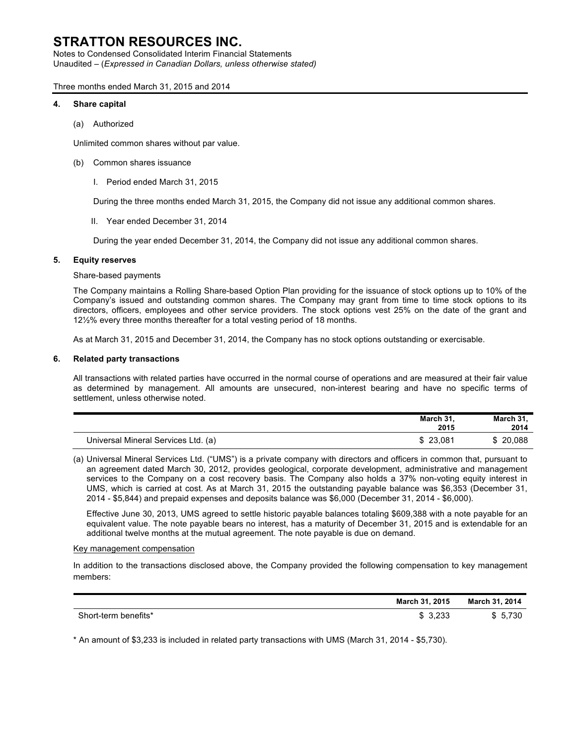# STRATTON RESOURCES INC.

Notes to Condensed Consolidated Interim Financial Statements
Unaudited – (*Expressed in Canadian Dollars, unless otherwise stated)*

Three months ended March 31, 2015 and 2014

## 4. Share capital

(a) Authorized

Unlimited common shares without par value.

(b) Common shares issuance

I. Period ended March 31, 2015

During the three months ended March 31, 2015, the Company did not issue any additional common shares.

II. Year ended December 31, 2014

During the year ended December 31, 2014, the Company did not issue any additional common shares.

## 5. Equity reserves

Share-based payments

The Company maintains a Rolling Share-based Option Plan providing for the issuance of stock options up to 10% of the Company's issued and outstanding common shares. The Company may grant from time to time stock options to its directors, officers, employees and other service providers. The stock options vest 25% on the date of the grant and 12½% every three months thereafter for a total vesting period of 18 months.

As at March 31, 2015 and December 31, 2014, the Company has no stock options outstanding or exercisable.

## 6. Related party transactions

All transactions with related parties have occurred in the normal course of operations and are measured at their fair value as determined by management. All amounts are unsecured, non-interest bearing and have no specific terms of settlement, unless otherwise noted.

| | March 31, 2015 | March 31, 2014 |
|---|---|---|
| Universal Mineral Services Ltd. (a) | $ 23,081 | $ 20,088 |

(a) Universal Mineral Services Ltd. ("UMS") is a private company with directors and officers in common that, pursuant to an agreement dated March 30, 2012, provides geological, corporate development, administrative and management services to the Company on a cost recovery basis. The Company also holds a 37% non-voting equity interest in UMS, which is carried at cost. As at March 31, 2015 the outstanding payable balance was $6,353 (December 31, 2014 - $5,844) and prepaid expenses and deposits balance was $6,000 (December 31, 2014 - $6,000).

Effective June 30, 2013, UMS agreed to settle historic payable balances totaling $609,388 with a note payable for an equivalent value. The note payable bears no interest, has a maturity of December 31, 2015 and is extendable for an additional twelve months at the mutual agreement. The note payable is due on demand.

Key management compensation

In addition to the transactions disclosed above, the Company provided the following compensation to key management members:

| | March 31, 2015 | March 31, 2014 |
|---|---|---|
| Short-term benefits* | $ 3,233 | $ 5,730 |

* An amount of $3,233 is included in related party transactions with UMS (March 31, 2014 - $5,730).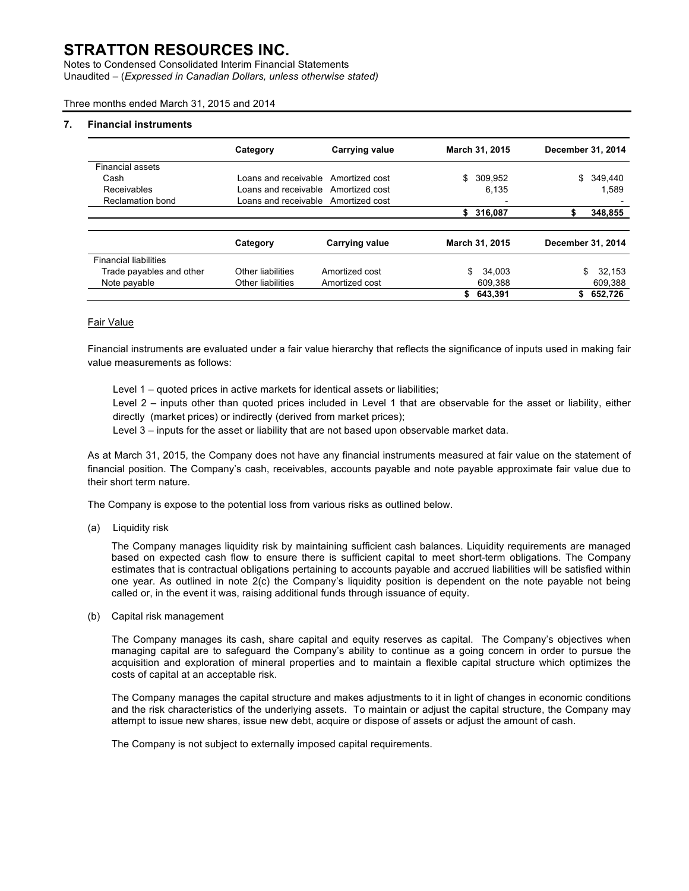# STRATTON RESOURCES INC.

Notes to Condensed Consolidated Interim Financial Statements
Unaudited – (*Expressed in Canadian Dollars, unless otherwise stated)*

Three months ended March 31, 2015 and 2014

## 7. Financial instruments

| | Category | Carrying value | March 31, 2015 | December 31, 2014 |
|---|---|---|---|---|
| Financial assets | | | | |
| Cash | Loans and receivable | Amortized cost | $ 309,952 | $ 349,440 |
| Receivables | Loans and receivable | Amortized cost | 6,135 | 1,589 |
| Reclamation bond | Loans and receivable | Amortized cost | - | - |
| | | | **$ 316,087** | **$ 348,855** |

| | Category | Carrying value | March 31, 2015 | December 31, 2014 |
|---|---|---|---|---|
| Financial liabilities | | | | |
| Trade payables and other | Other liabilities | Amortized cost | $ 34,003 | $ 32,153 |
| Note payable | Other liabilities | Amortized cost | 609,388 | 609,388 |
| | | | **$ 643,391** | **$ 652,726** |

Fair Value

Financial instruments are evaluated under a fair value hierarchy that reflects the significance of inputs used in making fair value measurements as follows:

Level 1 – quoted prices in active markets for identical assets or liabilities;
Level 2 – inputs other than quoted prices included in Level 1 that are observable for the asset or liability, either directly (market prices) or indirectly (derived from market prices);
Level 3 – inputs for the asset or liability that are not based upon observable market data.

As at March 31, 2015, the Company does not have any financial instruments measured at fair value on the statement of financial position. The Company's cash, receivables, accounts payable and note payable approximate fair value due to their short term nature.

The Company is expose to the potential loss from various risks as outlined below.

(a) Liquidity risk

The Company manages liquidity risk by maintaining sufficient cash balances. Liquidity requirements are managed based on expected cash flow to ensure there is sufficient capital to meet short-term obligations. The Company estimates that is contractual obligations pertaining to accounts payable and accrued liabilities will be satisfied within one year. As outlined in note 2(c) the Company's liquidity position is dependent on the note payable not being called or, in the event it was, raising additional funds through issuance of equity.

(b) Capital risk management

The Company manages its cash, share capital and equity reserves as capital. The Company's objectives when managing capital are to safeguard the Company's ability to continue as a going concern in order to pursue the acquisition and exploration of mineral properties and to maintain a flexible capital structure which optimizes the costs of capital at an acceptable risk.

The Company manages the capital structure and makes adjustments to it in light of changes in economic conditions and the risk characteristics of the underlying assets. To maintain or adjust the capital structure, the Company may attempt to issue new shares, issue new debt, acquire or dispose of assets or adjust the amount of cash.

The Company is not subject to externally imposed capital requirements.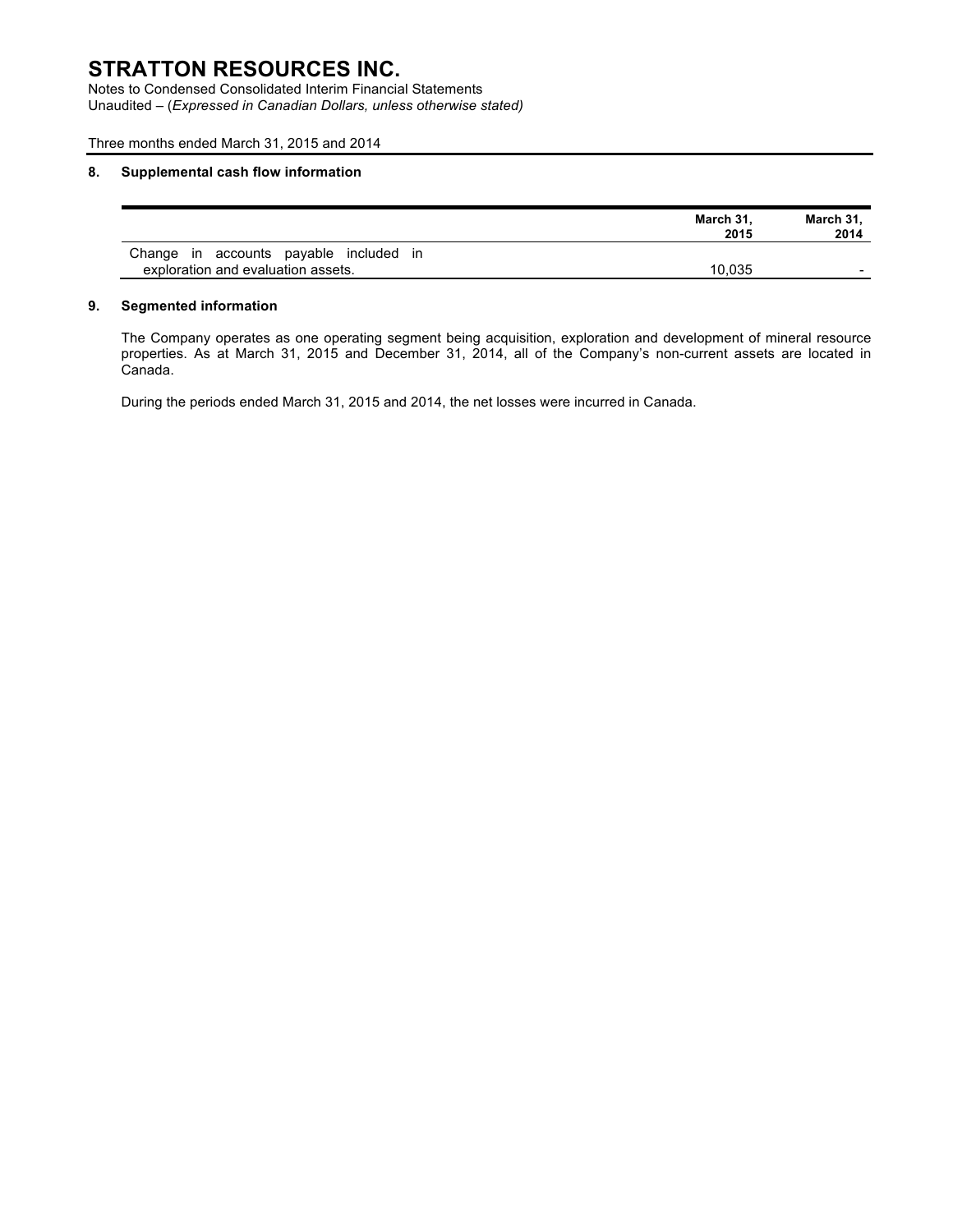# STRATTON RESOURCES INC.

Notes to Condensed Consolidated Interim Financial Statements
Unaudited – (*Expressed in Canadian Dollars, unless otherwise stated)*

Three months ended March 31, 2015 and 2014

## 8. Supplemental cash flow information

| | March 31, 2015 | March 31, 2014 |
|---|---|---|
| Change in accounts payable included in exploration and evaluation assets. | 10,035 | - |

## 9. Segmented information

The Company operates as one operating segment being acquisition, exploration and development of mineral resource properties. As at March 31, 2015 and December 31, 2014, all of the Company's non-current assets are located in Canada.

During the periods ended March 31, 2015 and 2014, the net losses were incurred in Canada.